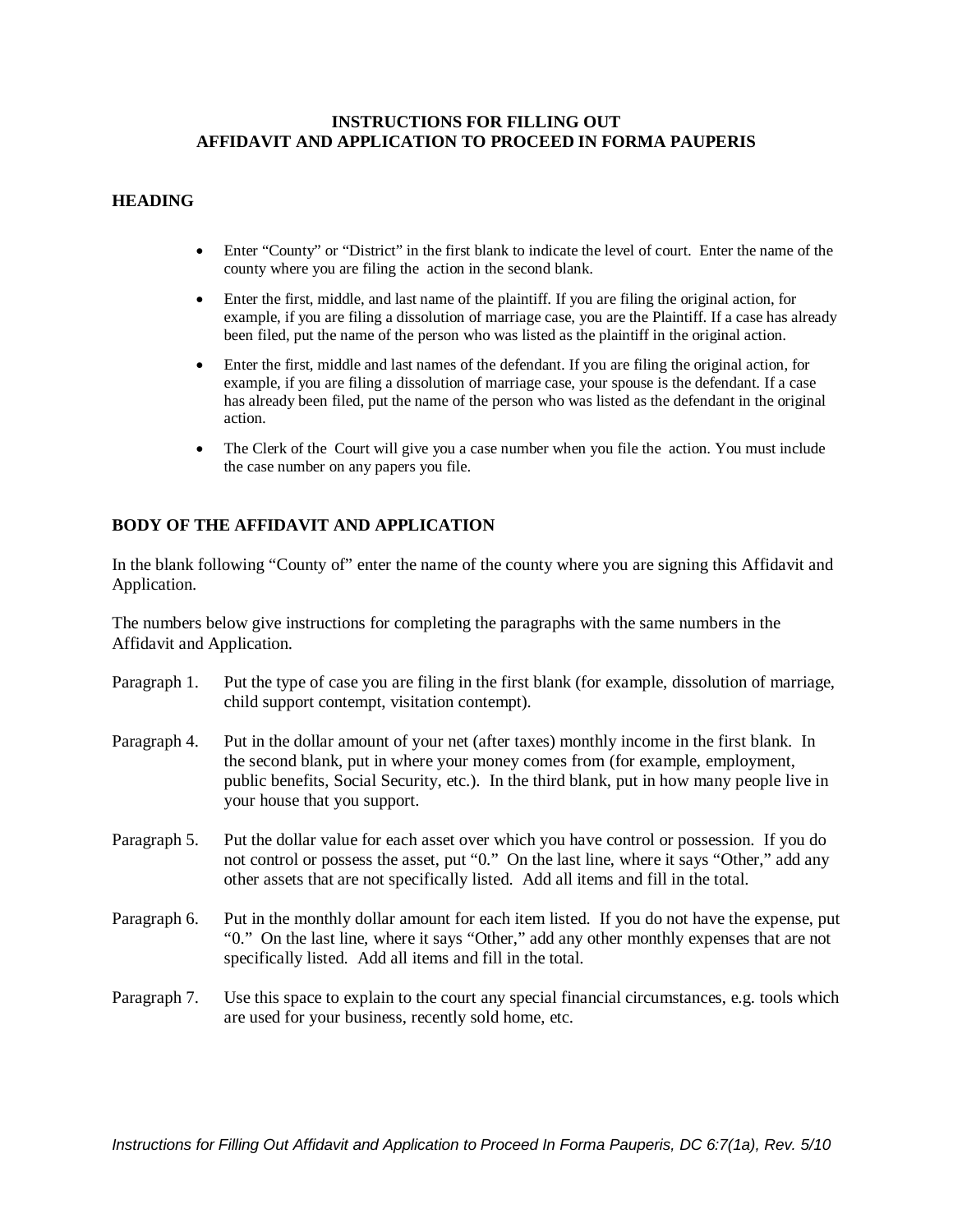# INSTRUCTIONS FOR FILLING OUT AFFIDAVIT AND APPLICATION TO PROCEED IN FORMA PAUPERIS

## HEADING

- Enter "County" or "District" in the first blank to indicate the level of court. Enter the name of the county where you are filing the action in the second blank.
- Enter the first, middle, and last name of the plaintiff. If you are filing the original action, for example, if you are filing a dissolution of marriage case, you are the Plaintiff. If a case has already been filed, put the name of the person who was listed as the plaintiff in the original action.
- Enter the first, middle and last names of the defendant. If you are filing the original action, for example, if you are filing a dissolution of marriage case, your spouse is the defendant. If a case has already been filed, put the name of the person who was listed as the defendant in the original action.
- The Clerk of the Court will give you a case number when you file the action. You must include the case number on any papers you file.

## BODY OF THE AFFIDAVIT AND APPLICATION

In the blank following "County of" enter the name of the county where you are signing this Affidavit and Application.

The numbers below give instructions for completing the paragraphs with the same numbers in the Affidavit and Application.

Paragraph 1. Put the type of case you are filing in the first blank (for example, dissolution of marriage, child support contempt, visitation contempt).

Paragraph 4. Put in the dollar amount of your net (after taxes) monthly income in the first blank. In the second blank, put in where your money comes from (for example, employment, public benefits, Social Security, etc.). In the third blank, put in how many people live in your house that you support.

Paragraph 5. Put the dollar value for each asset over which you have control or possession. If you do not control or possess the asset, put "0." On the last line, where it says "Other," add any other assets that are not specifically listed. Add all items and fill in the total.

Paragraph 6. Put in the monthly dollar amount for each item listed. If you do not have the expense, put "0." On the last line, where it says "Other," add any other monthly expenses that are not specifically listed. Add all items and fill in the total.

Paragraph 7. Use this space to explain to the court any special financial circumstances, e.g. tools which are used for your business, recently sold home, etc.

*Instructions for Filling Out Affidavit and Application to Proceed In Forma Pauperis, DC 6:7(1a), Rev. 5/10*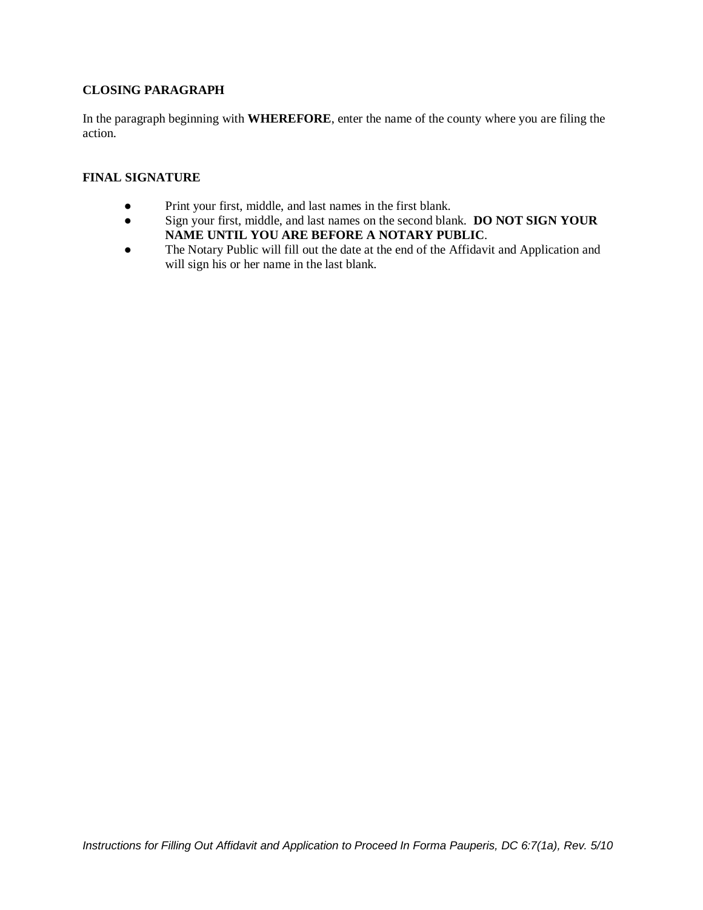**CLOSING PARAGRAPH**

In the paragraph beginning with **WHEREFORE**, enter the name of the county where you are filing the action.

**FINAL SIGNATURE**

- Print your first, middle, and last names in the first blank.
- Sign your first, middle, and last names on the second blank. **DO NOT SIGN YOUR NAME UNTIL YOU ARE BEFORE A NOTARY PUBLIC**.
- The Notary Public will fill out the date at the end of the Affidavit and Application and will sign his or her name in the last blank.